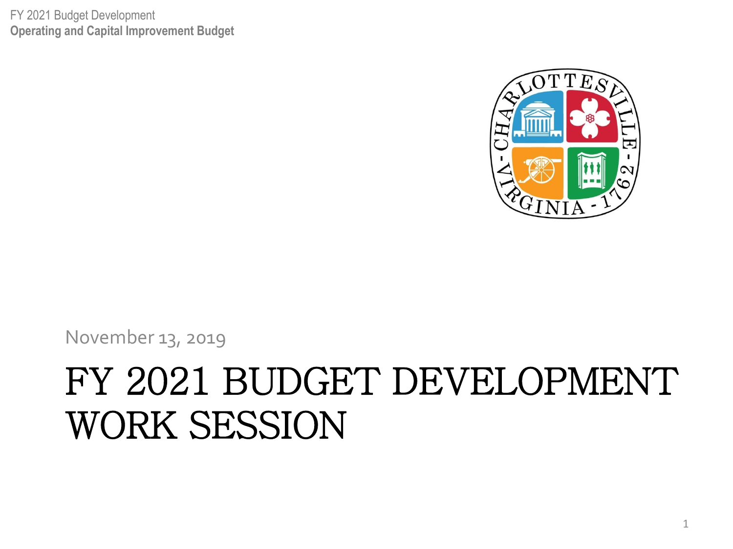FY 2021 Budget Development
**Operating and Capital Improvement Budget**

November 13, 2019

# FY 2021 BUDGET DEVELOPMENT WORK SESSION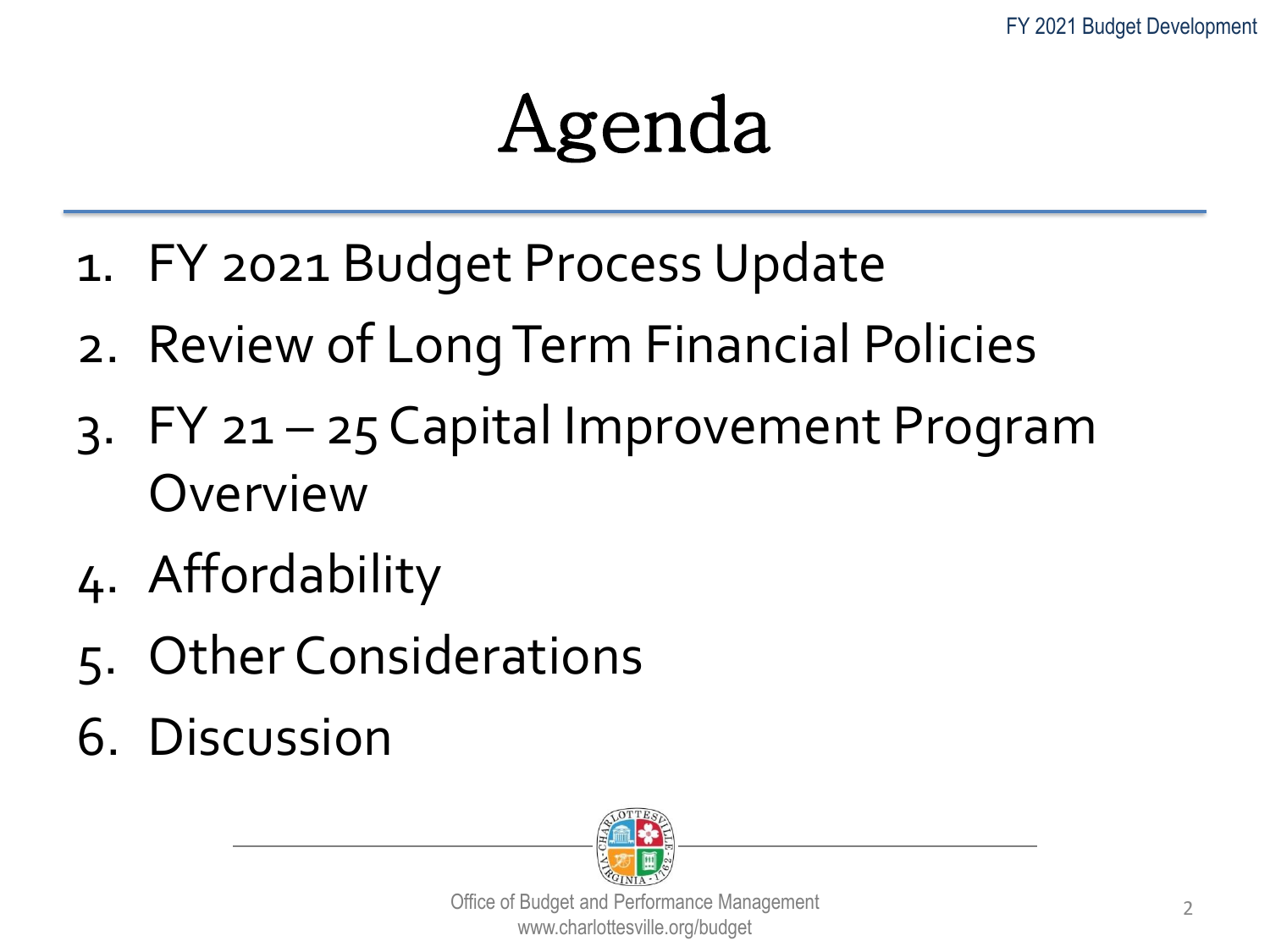# Agenda

1. FY 2021 Budget Process Update
2. Review of Long Term Financial Policies
3. FY 21 – 25 Capital Improvement Program Overview
4. Affordability
5. Other Considerations
6. Discussion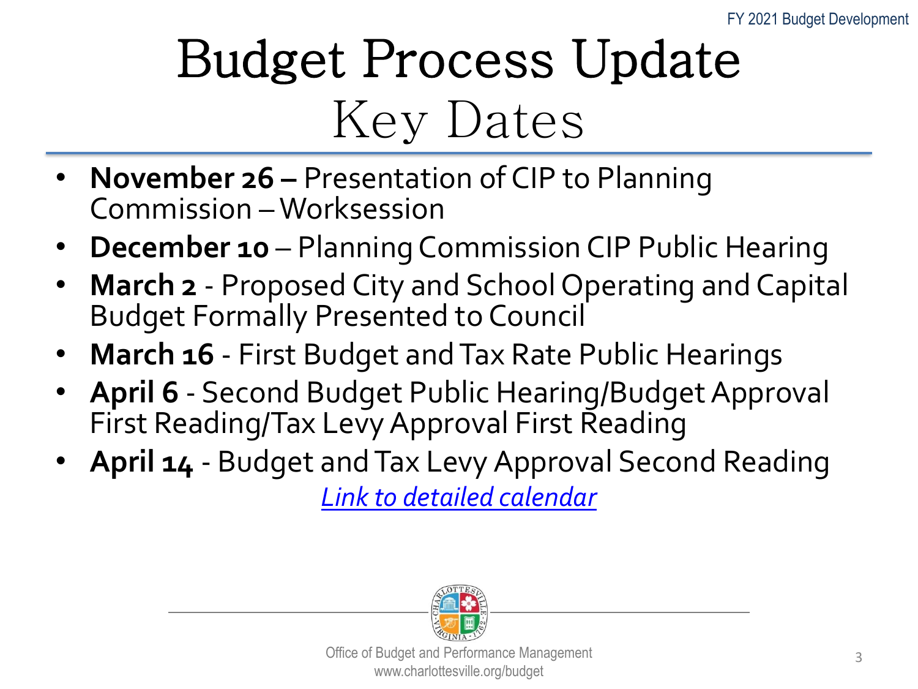# Budget Process Update

## Key Dates

- **November 26 –** Presentation of CIP to Planning Commission – Worksession
- **December 10** – Planning Commission CIP Public Hearing
- **March 2** - Proposed City and School Operating and Capital Budget Formally Presented to Council
- **March 16** - First Budget and Tax Rate Public Hearings
- **April 6** - Second Budget Public Hearing/Budget Approval First Reading/Tax Levy Approval First Reading
- **April 14** - Budget and Tax Levy Approval Second Reading

*Link to detailed calendar*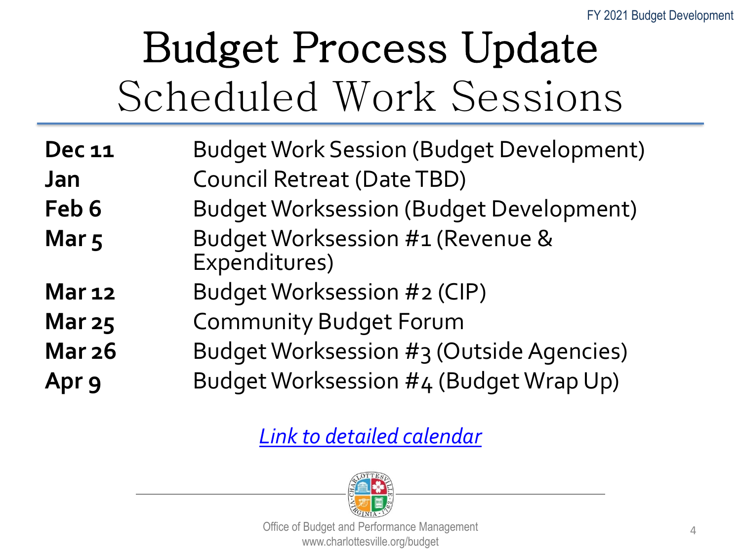# Budget Process Update

## Scheduled Work Sessions

| | |
|---|---|
| **Dec 11** | Budget Work Session (Budget Development) |
| **Jan** | Council Retreat (Date TBD) |
| **Feb 6** | Budget Worksession (Budget Development) |
| **Mar 5** | Budget Worksession #1 (Revenue & Expenditures) |
| **Mar 12** | Budget Worksession #2 (CIP) |
| **Mar 25** | Community Budget Forum |
| **Mar 26** | Budget Worksession #3 (Outside Agencies) |
| **Apr 9** | Budget Worksession #4 (Budget Wrap Up) |

*Link to detailed calendar*

Office of Budget and Performance Management
www.charlottesville.org/budget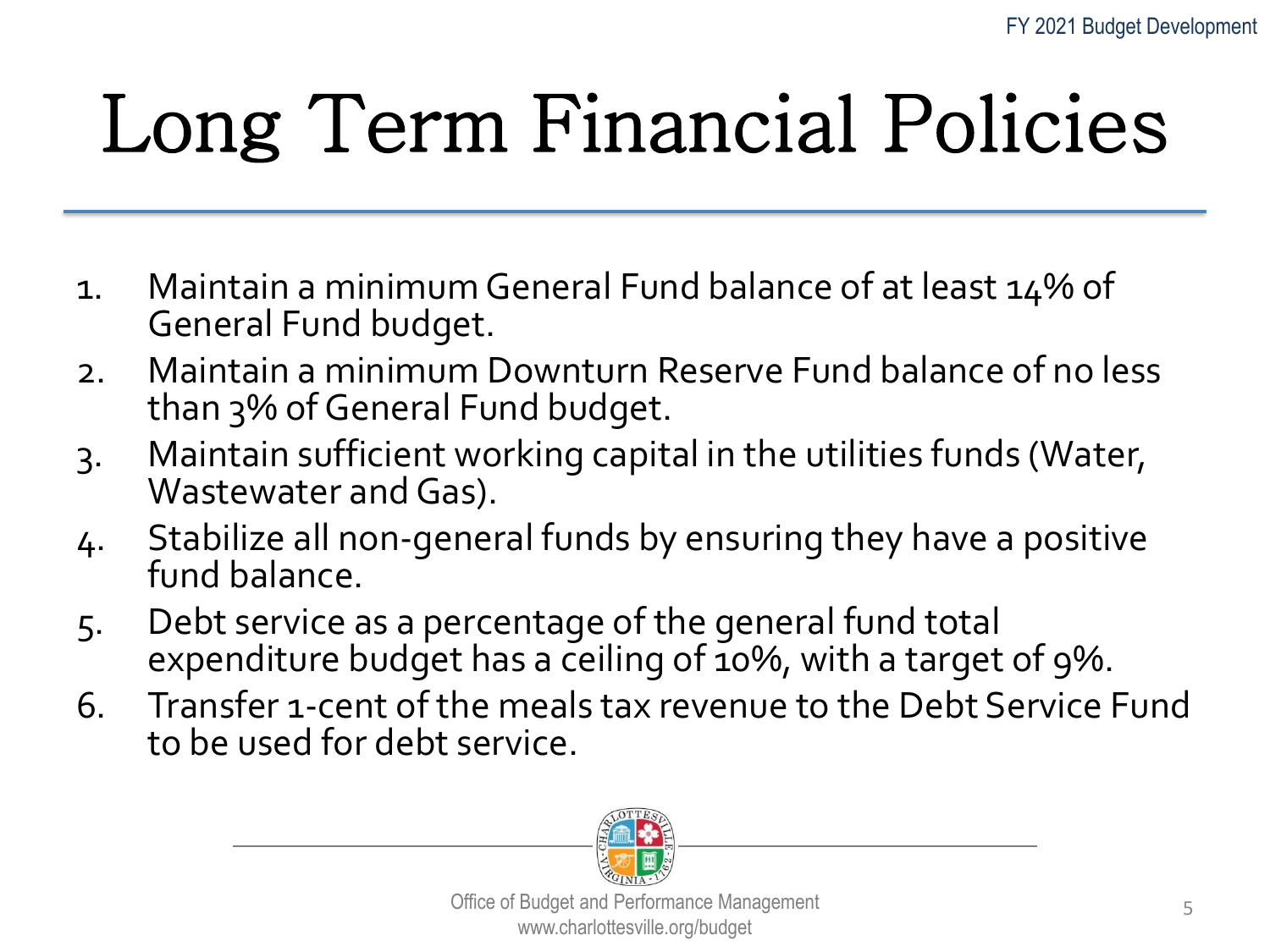# Long Term Financial Policies

1. Maintain a minimum General Fund balance of at least 14% of General Fund budget.
2. Maintain a minimum Downturn Reserve Fund balance of no less than 3% of General Fund budget.
3. Maintain sufficient working capital in the utilities funds (Water, Wastewater and Gas).
4. Stabilize all non-general funds by ensuring they have a positive fund balance.
5. Debt service as a percentage of the general fund total expenditure budget has a ceiling of 10%, with a target of 9%.
6. Transfer 1-cent of the meals tax revenue to the Debt Service Fund to be used for debt service.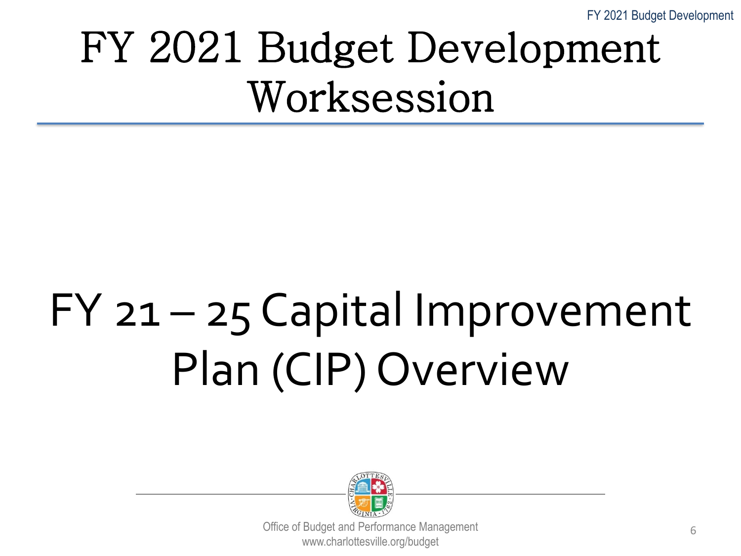# FY 2021 Budget Development Worksession

## FY 21 – 25 Capital Improvement Plan (CIP) Overview

Office of Budget and Performance Management
www.charlottesville.org/budget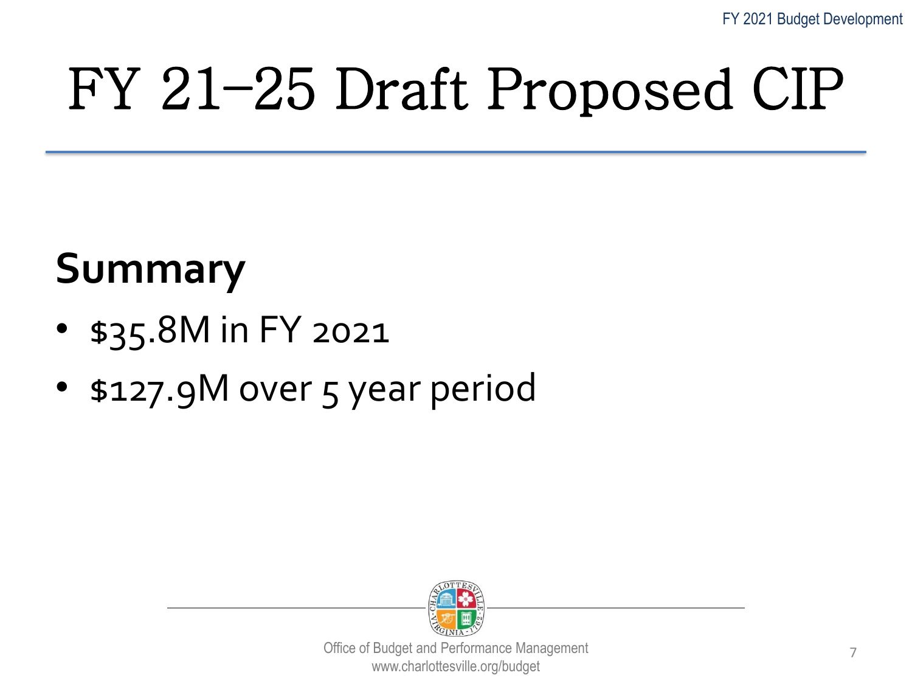# FY 21–25 Draft Proposed CIP

## Summary

- $35.8M in FY 2021
- $127.9M over 5 year period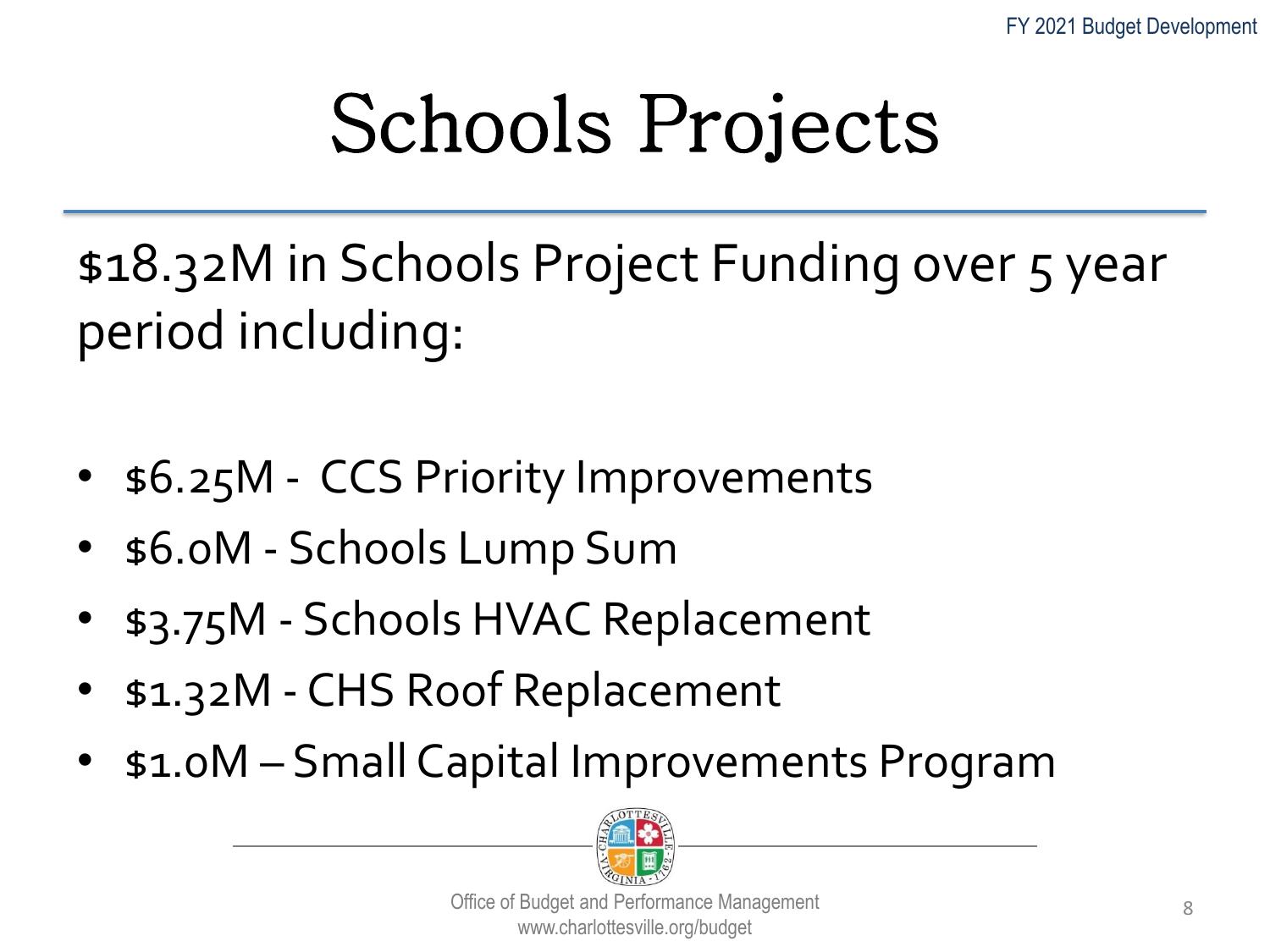# Schools Projects

$18.32M in Schools Project Funding over 5 year period including:

- $6.25M - CCS Priority Improvements
- $6.0M - Schools Lump Sum
- $3.75M - Schools HVAC Replacement
- $1.32M - CHS Roof Replacement
- $1.0M – Small Capital Improvements Program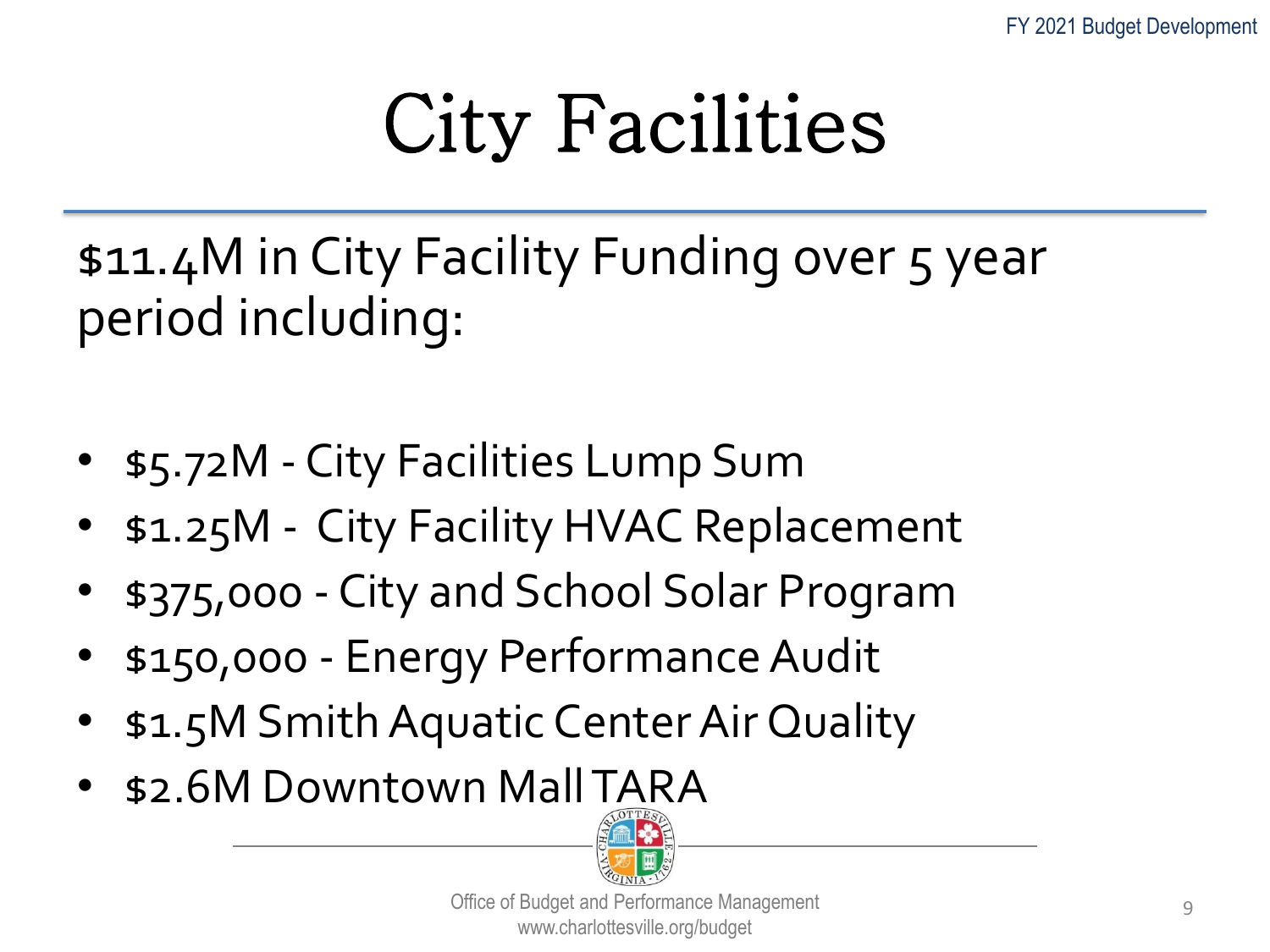# City Facilities

$11.4M in City Facility Funding over 5 year period including:

- $5.72M - City Facilities Lump Sum
- $1.25M - City Facility HVAC Replacement
- $375,000 - City and School Solar Program
- $150,000 - Energy Performance Audit
- $1.5M Smith Aquatic Center Air Quality
- $2.6M Downtown Mall TARA

Office of Budget and Performance Management
www.charlottesville.org/budget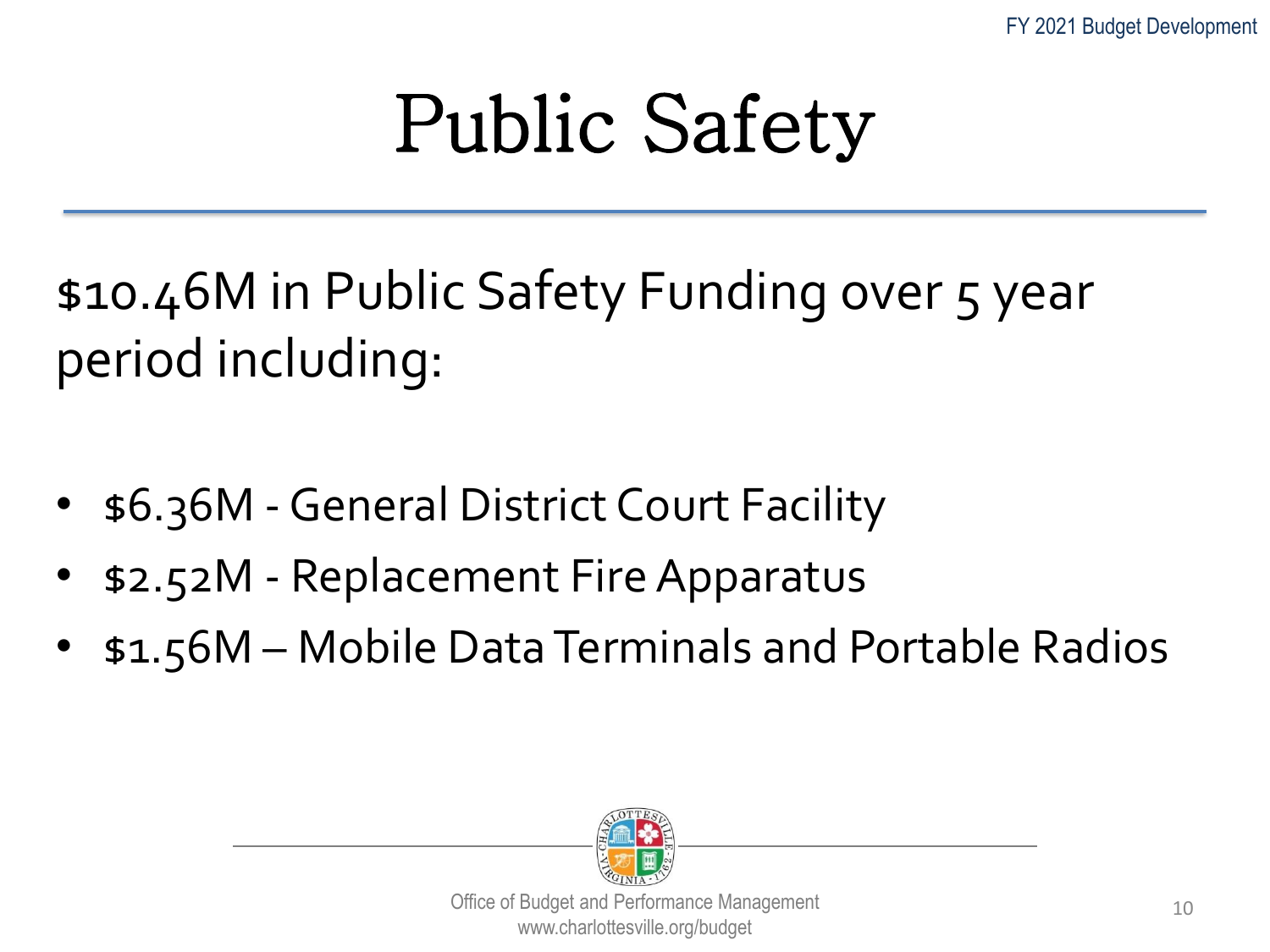# Public Safety

$10.46M in Public Safety Funding over 5 year period including:

- $6.36M - General District Court Facility
- $2.52M - Replacement Fire Apparatus
- $1.56M – Mobile Data Terminals and Portable Radios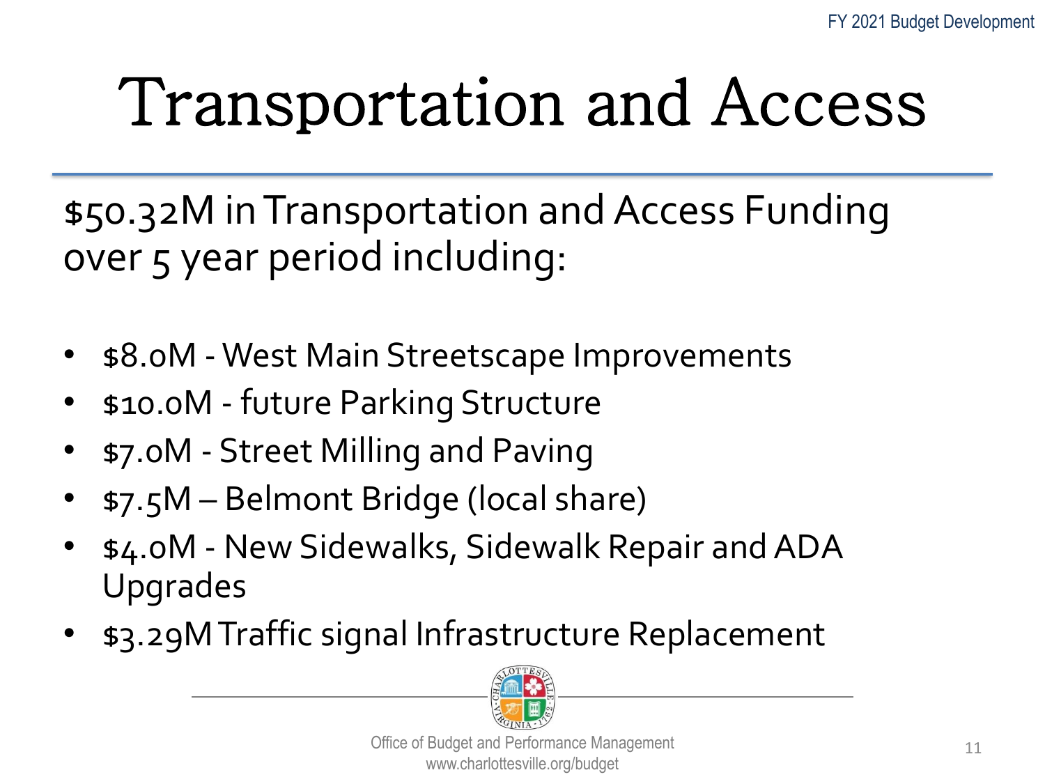# Transportation and Access

$50.32M in Transportation and Access Funding over 5 year period including:

- $8.0M - West Main Streetscape Improvements
- $10.0M - future Parking Structure
- $7.0M - Street Milling and Paving
- $7.5M – Belmont Bridge (local share)
- $4.0M - New Sidewalks, Sidewalk Repair and ADA Upgrades
- $3.29M Traffic signal Infrastructure Replacement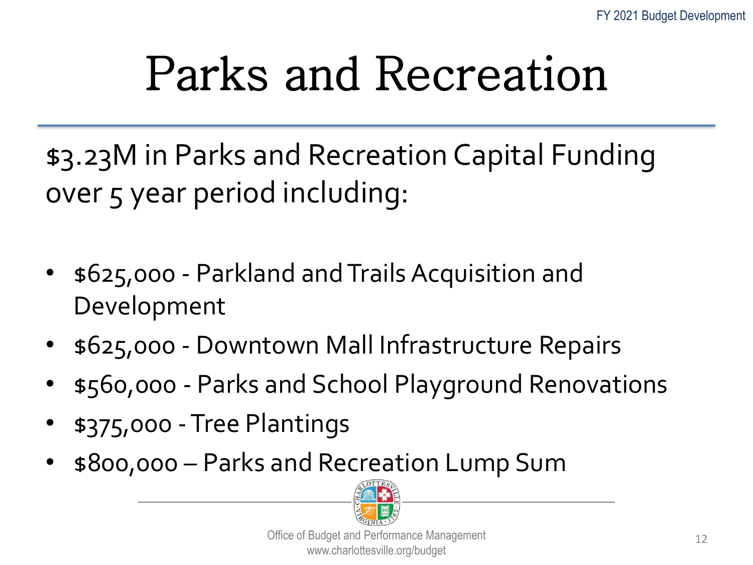# Parks and Recreation

$3.23M in Parks and Recreation Capital Funding over 5 year period including:

- $625,000 - Parkland and Trails Acquisition and Development
- $625,000 - Downtown Mall Infrastructure Repairs
- $560,000 - Parks and School Playground Renovations
- $375,000 - Tree Plantings
- $800,000 – Parks and Recreation Lump Sum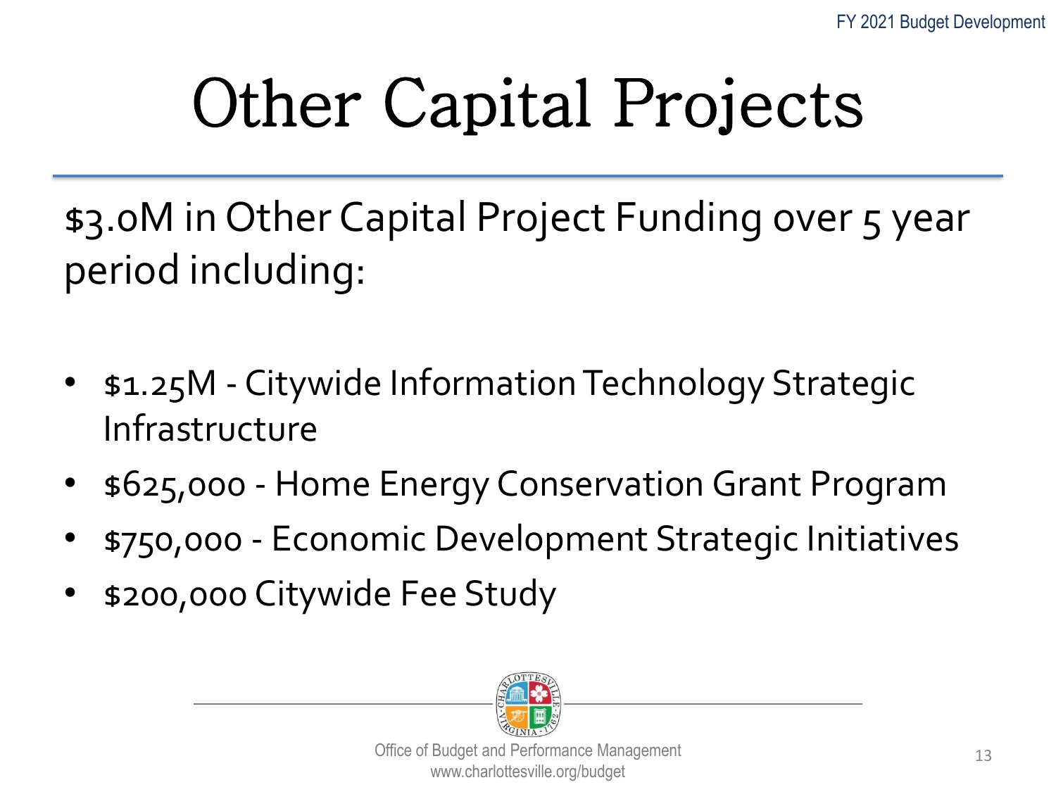# Other Capital Projects

$3.0M in Other Capital Project Funding over 5 year period including:

- $1.25M - Citywide Information Technology Strategic Infrastructure
- $625,000 - Home Energy Conservation Grant Program
- $750,000 - Economic Development Strategic Initiatives
- $200,000 Citywide Fee Study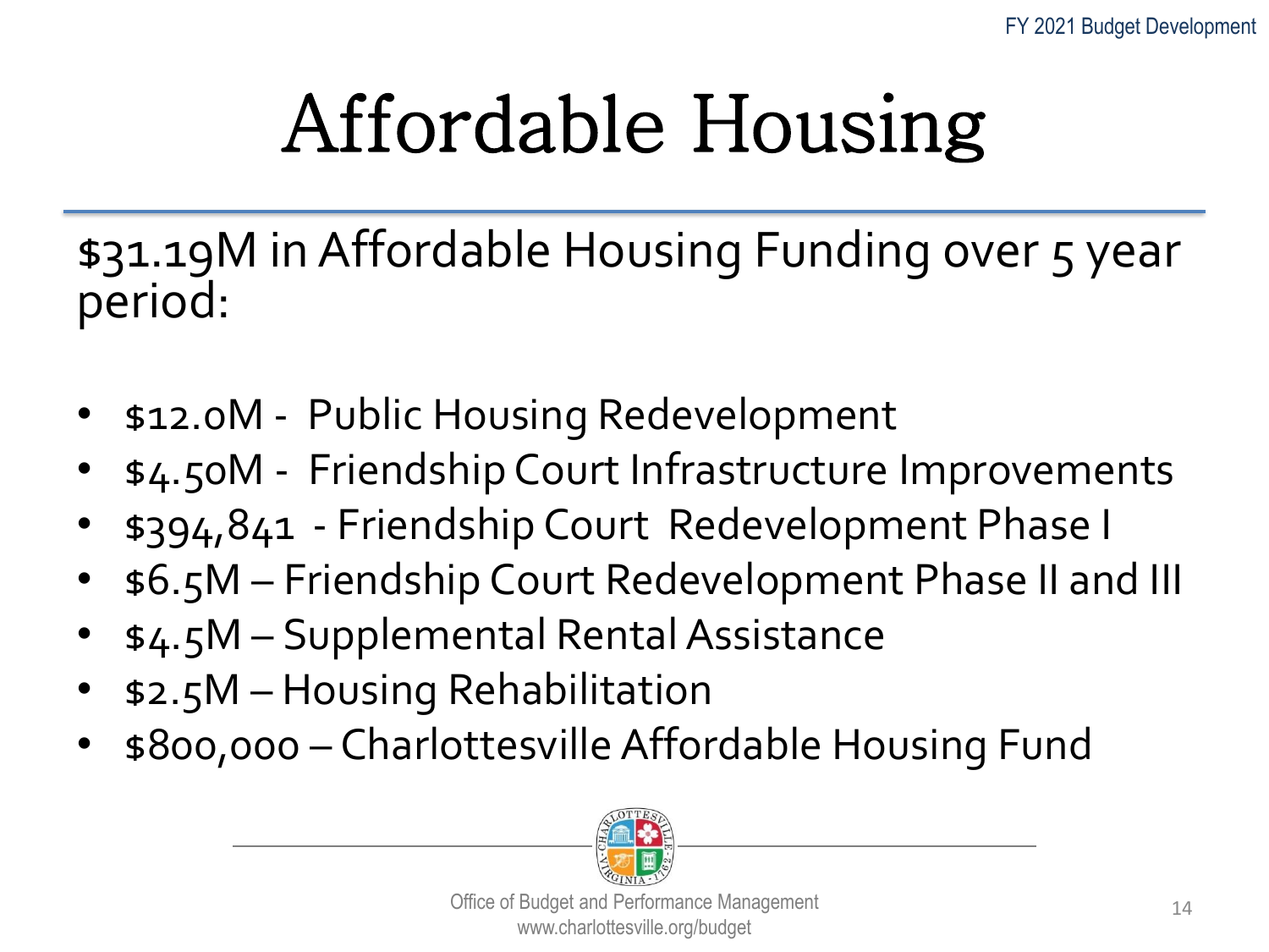# Affordable Housing

$31.19M in Affordable Housing Funding over 5 year period:

- $12.0M - Public Housing Redevelopment
- $4.50M - Friendship Court Infrastructure Improvements
- $394,841 - Friendship Court Redevelopment Phase I
- $6.5M – Friendship Court Redevelopment Phase II and III
- $4.5M – Supplemental Rental Assistance
- $2.5M – Housing Rehabilitation
- $800,000 – Charlottesville Affordable Housing Fund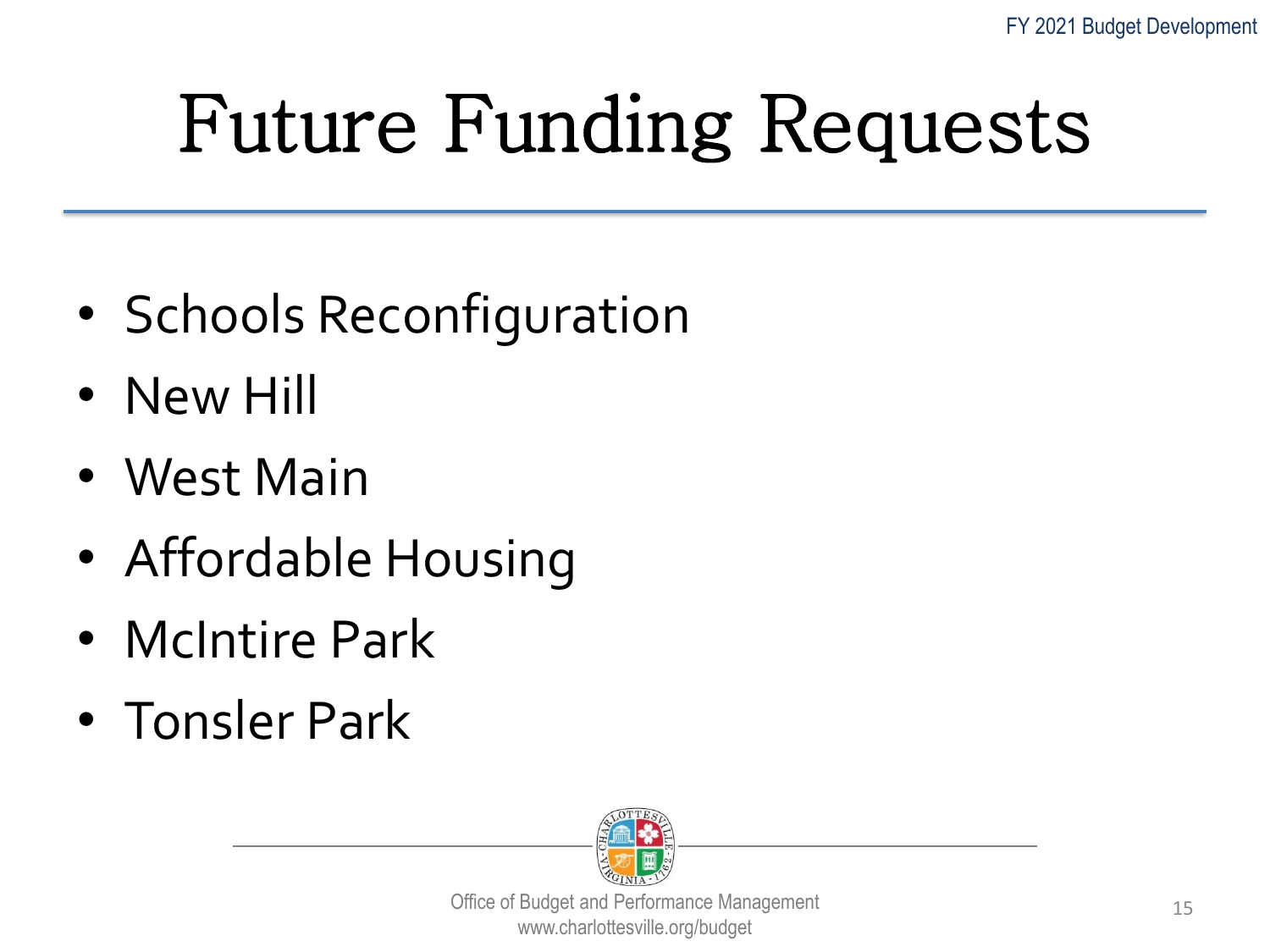# Future Funding Requests

- Schools Reconfiguration
- New Hill
- West Main
- Affordable Housing
- McIntire Park
- Tonsler Park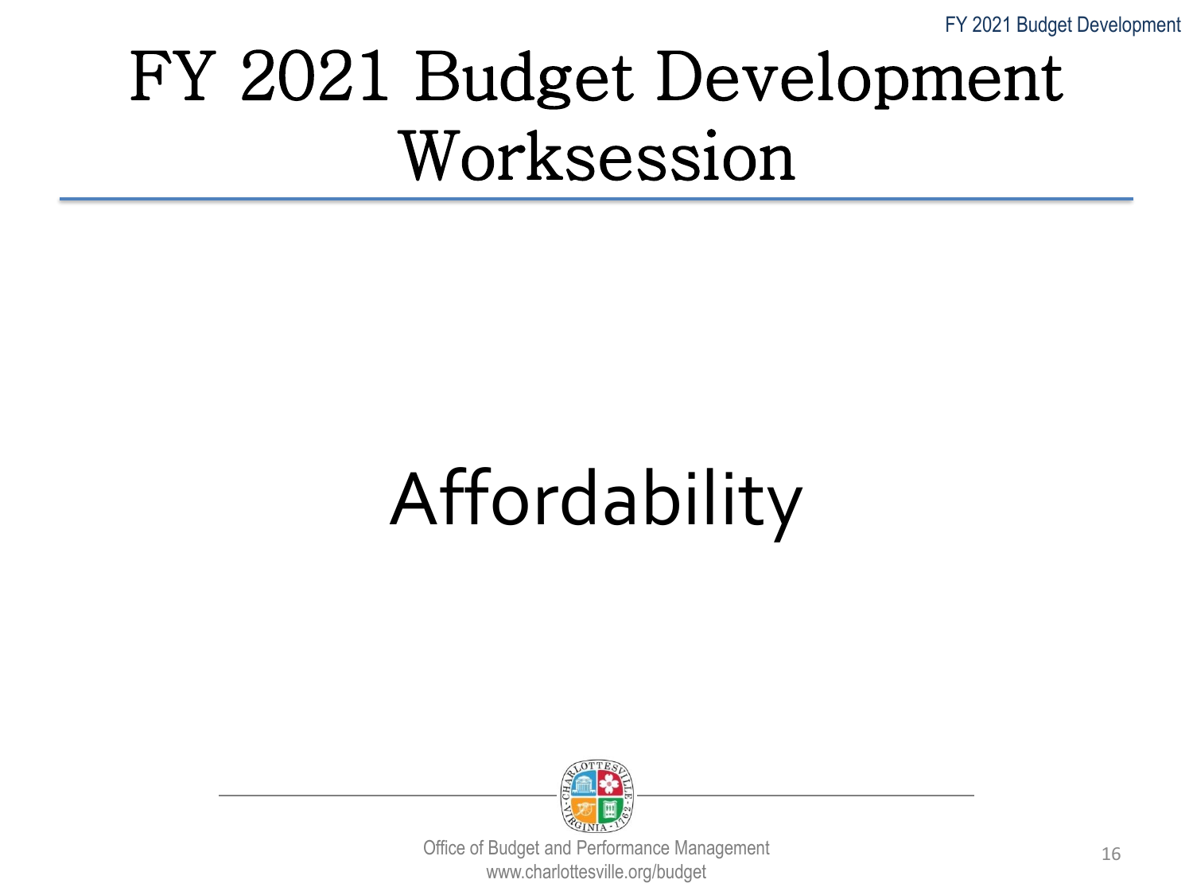# FY 2021 Budget Development Worksession

## Affordability

Office of Budget and Performance Management
www.charlottesville.org/budget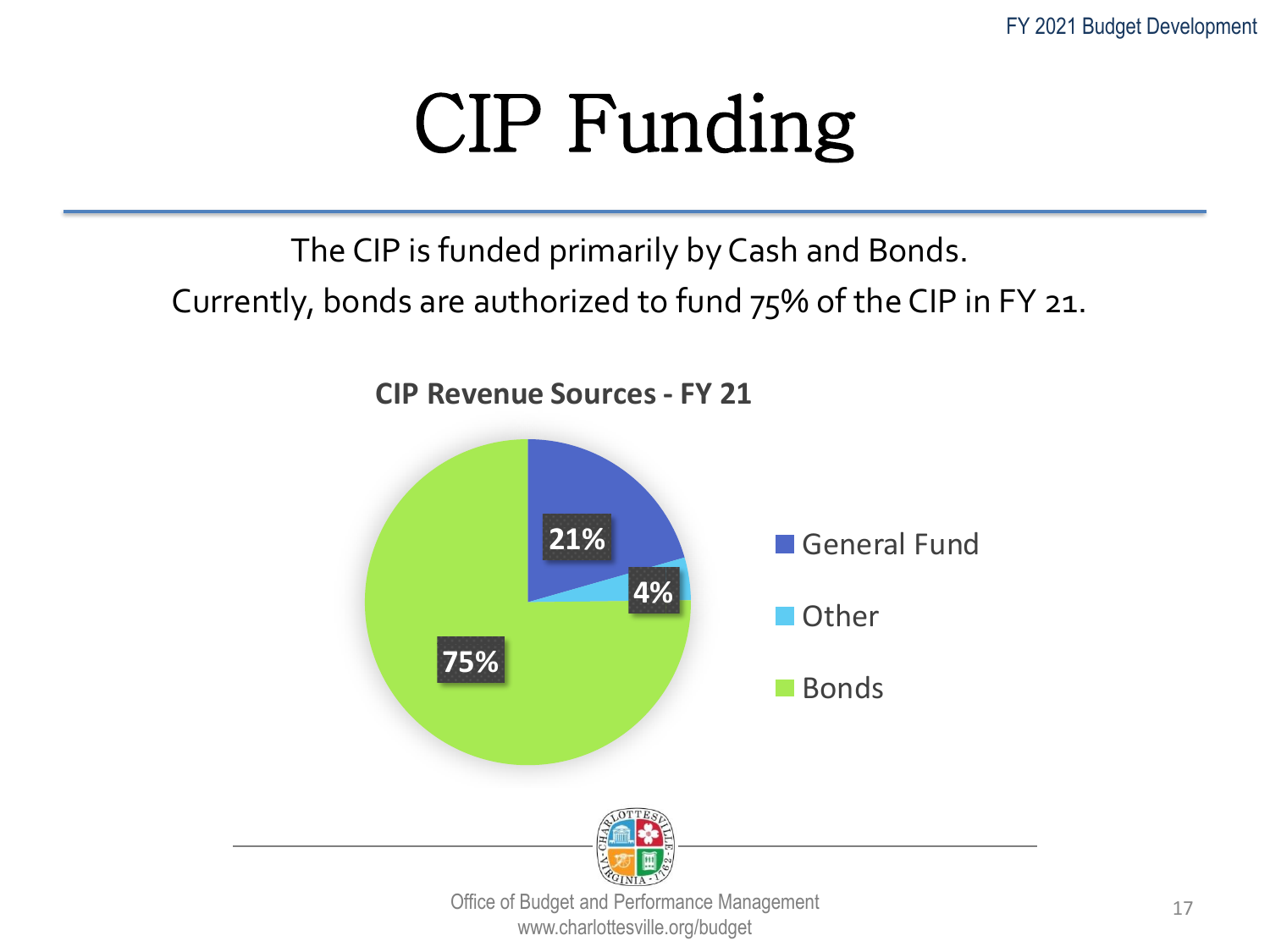# CIP Funding

The CIP is funded primarily by Cash and Bonds.

Currently, bonds are authorized to fund 75% of the CIP in FY 21.

**CIP Revenue Sources - FY 21**

| Source | Share |
|---|---|
| General Fund | 21% |
| Other | 4% |
| Bonds | 75% |

Office of Budget and Performance Management
www.charlottesville.org/budget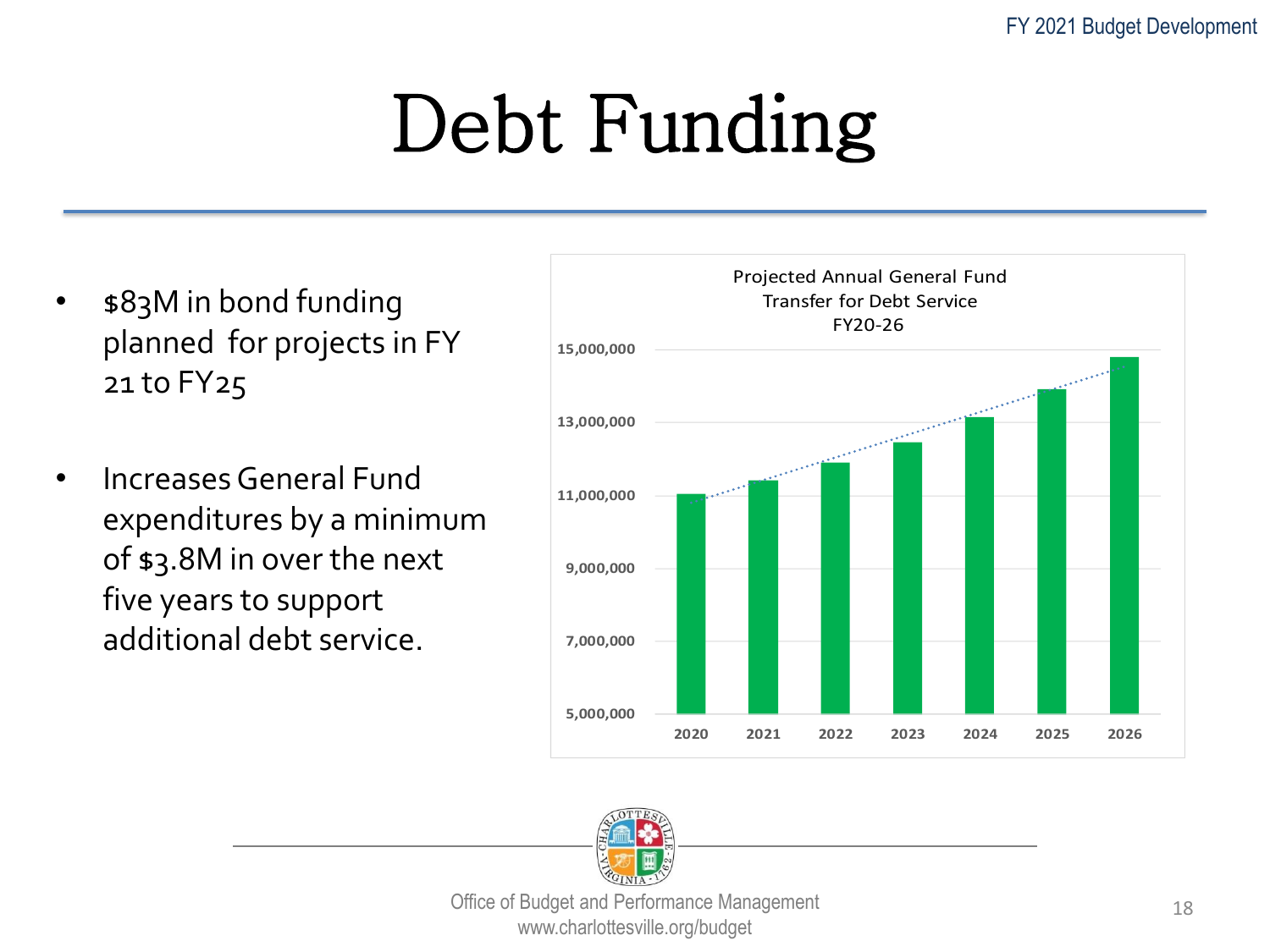# Debt Funding

- $83M in bond funding planned for projects in FY 21 to FY25
- Increases General Fund expenditures by a minimum of $3.8M in over the next five years to support additional debt service.

Projected Annual General Fund Transfer for Debt Service FY20-26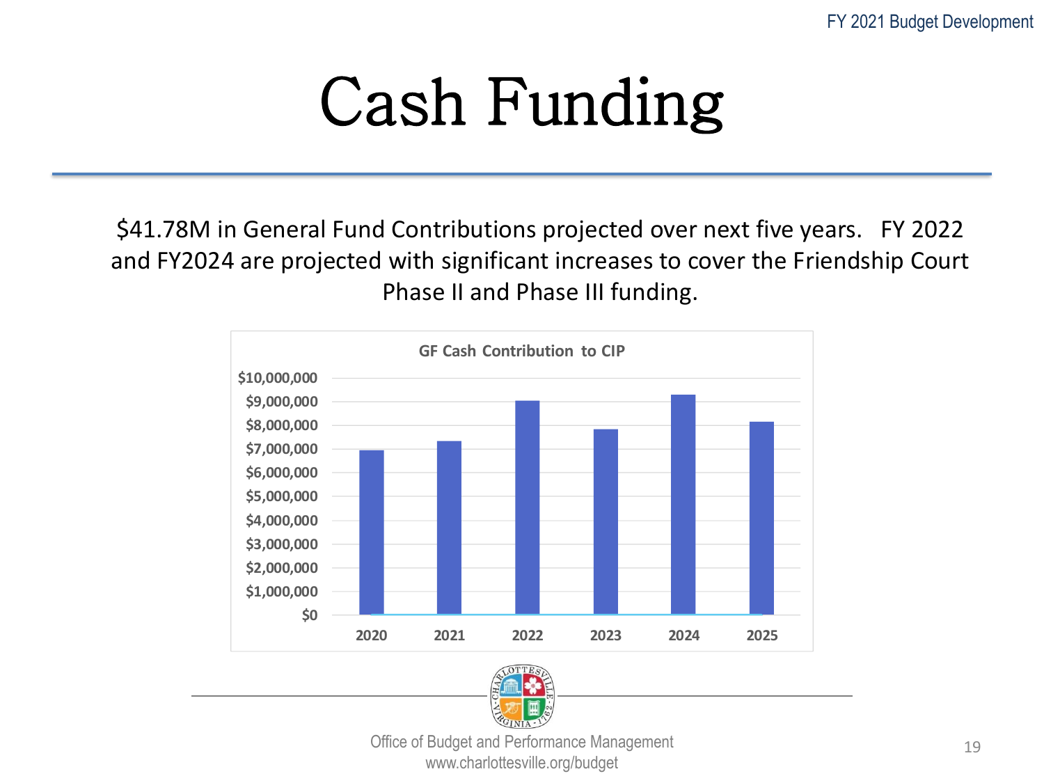# Cash Funding

$41.78M in General Fund Contributions projected over next five years. FY 2022 and FY2024 are projected with significant increases to cover the Friendship Court Phase II and Phase III funding.

GF Cash Contribution to CIP

Office of Budget and Performance Management
www.charlottesville.org/budget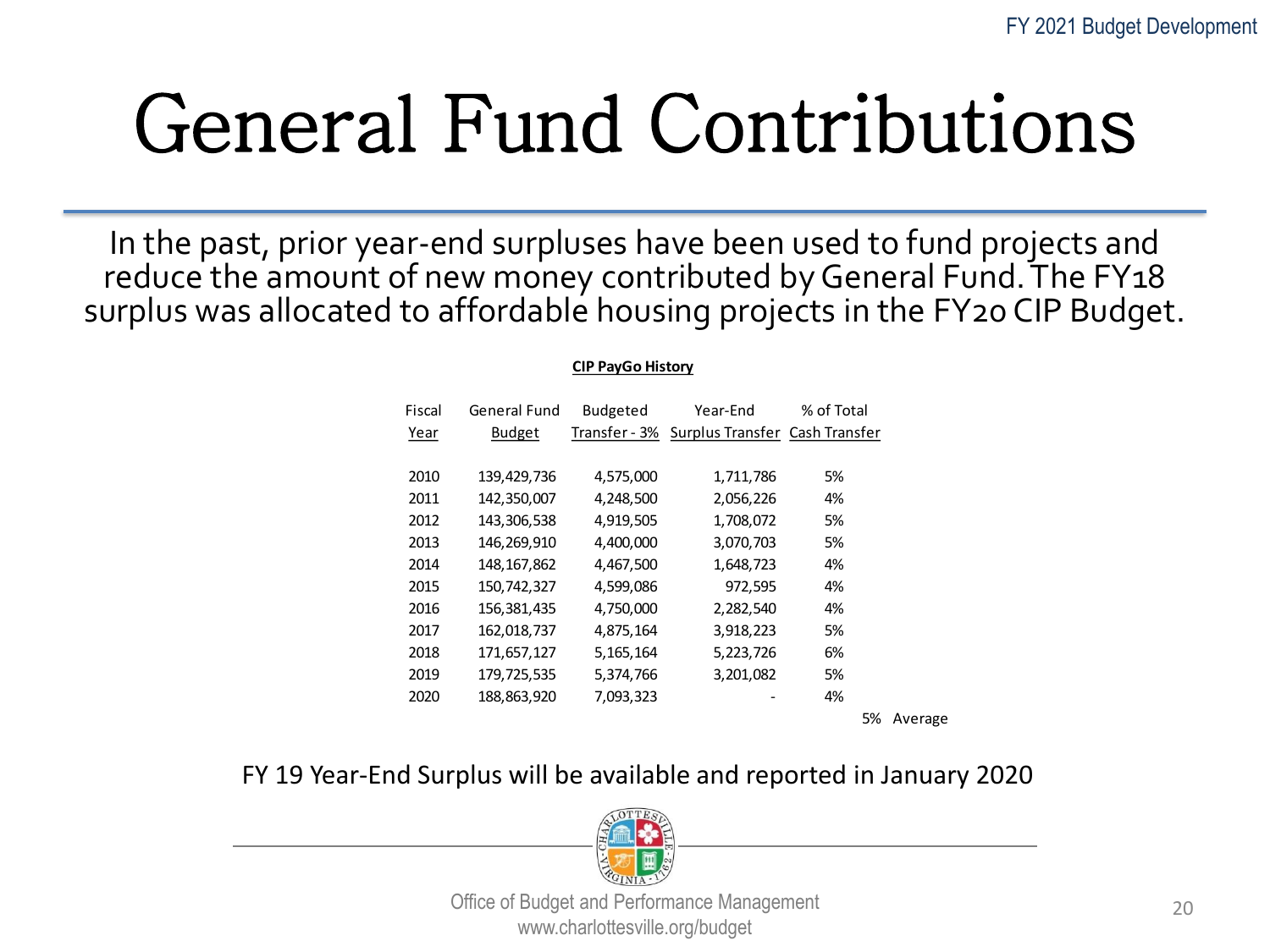# General Fund Contributions

In the past, prior year-end surpluses have been used to fund projects and reduce the amount of new money contributed by General Fund. The FY18 surplus was allocated to affordable housing projects in the FY20 CIP Budget.

**CIP PayGo History**

| Fiscal Year | General Fund Budget | Budgeted Transfer - 3% | Year-End Surplus Transfer | % of Total Cash Transfer | |
|---|---|---|---|---|---|
| 2010 | 139,429,736 | 4,575,000 | 1,711,786 | 5% | |
| 2011 | 142,350,007 | 4,248,500 | 2,056,226 | 4% | |
| 2012 | 143,306,538 | 4,919,505 | 1,708,072 | 5% | |
| 2013 | 146,269,910 | 4,400,000 | 3,070,703 | 5% | |
| 2014 | 148,167,862 | 4,467,500 | 1,648,723 | 4% | |
| 2015 | 150,742,327 | 4,599,086 | 972,595 | 4% | |
| 2016 | 156,381,435 | 4,750,000 | 2,282,540 | 4% | |
| 2017 | 162,018,737 | 4,875,164 | 3,918,223 | 5% | |
| 2018 | 171,657,127 | 5,165,164 | 5,223,726 | 6% | |
| 2019 | 179,725,535 | 5,374,766 | 3,201,082 | 5% | |
| 2020 | 188,863,920 | 7,093,323 | - | 4% | |
| | | | | | 5% Average |

FY 19 Year-End Surplus will be available and reported in January 2020

Office of Budget and Performance Management
www.charlottesville.org/budget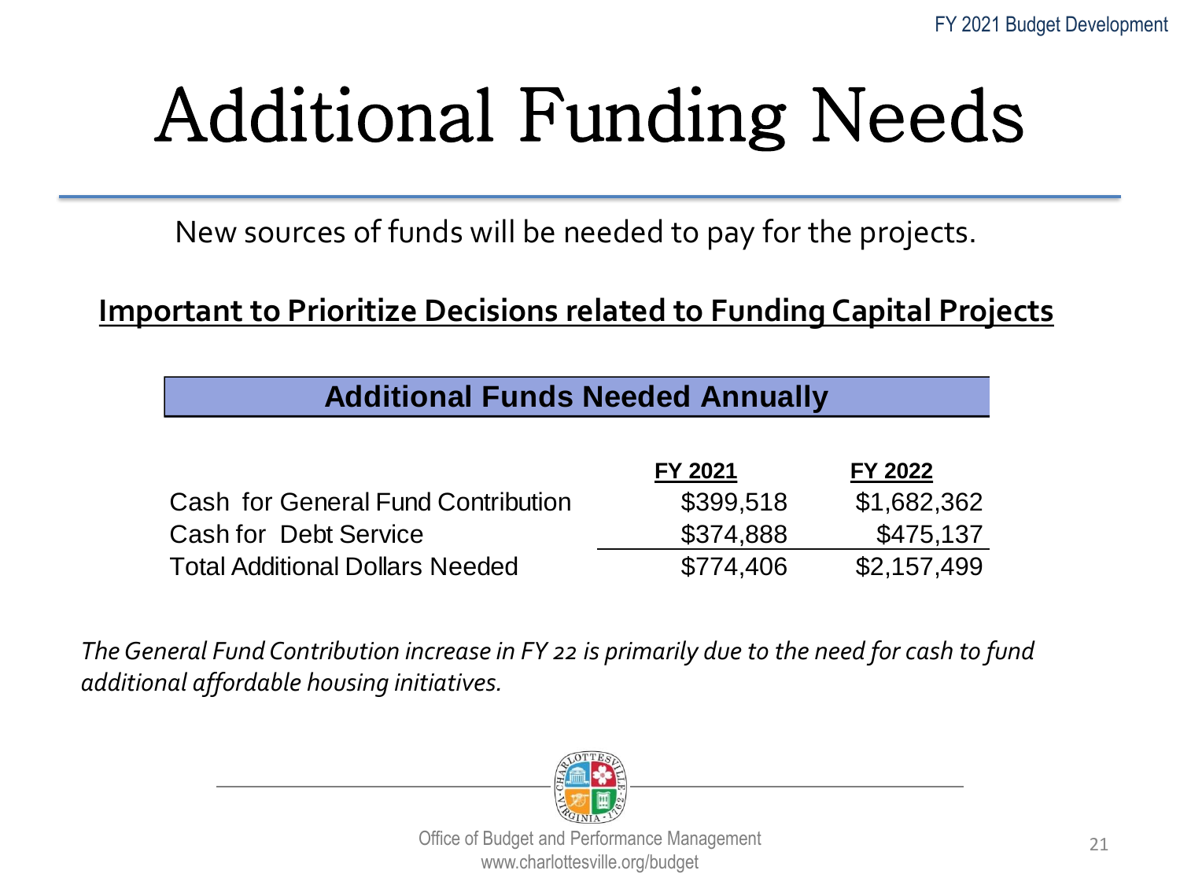# Additional Funding Needs

New sources of funds will be needed to pay for the projects.

**Important to Prioritize Decisions related to Funding Capital Projects**

| Additional Funds Needed Annually | | |
|---|---|---|
| | **FY 2021** | **FY 2022** |
| Cash for General Fund Contribution | $399,518 | $1,682,362 |
| Cash for Debt Service | $374,888 | $475,137 |
| Total Additional Dollars Needed | $774,406 | $2,157,499 |

*The General Fund Contribution increase in FY 22 is primarily due to the need for cash to fund additional affordable housing initiatives.*

Office of Budget and Performance Management
www.charlottesville.org/budget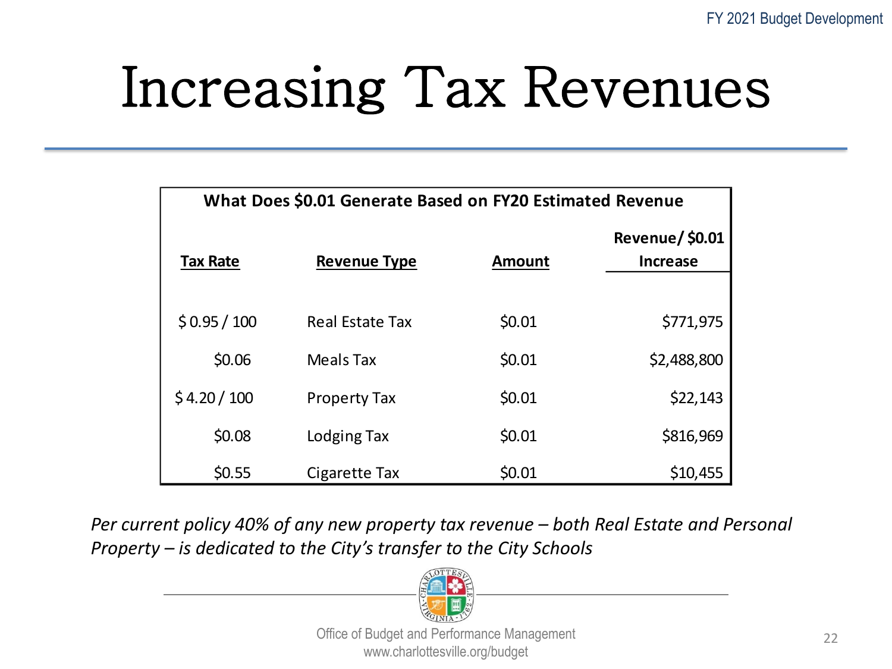# Increasing Tax Revenues

| What Does $0.01 Generate Based on FY20 Estimated Revenue | | | |
|---|---|---|---|
| **Tax Rate** | **Revenue Type** | **Amount** | **Revenue/ $0.01 Increase** |
| $ 0.95 / 100 | Real Estate Tax | $0.01 | $771,975 |
| $0.06 | Meals Tax | $0.01 | $2,488,800 |
| $ 4.20 / 100 | Property Tax | $0.01 | $22,143 |
| $0.08 | Lodging Tax | $0.01 | $816,969 |
| $0.55 | Cigarette Tax | $0.01 | $10,455 |

*Per current policy 40% of any new property tax revenue – both Real Estate and Personal Property – is dedicated to the City's transfer to the City Schools*

Office of Budget and Performance Management
www.charlottesville.org/budget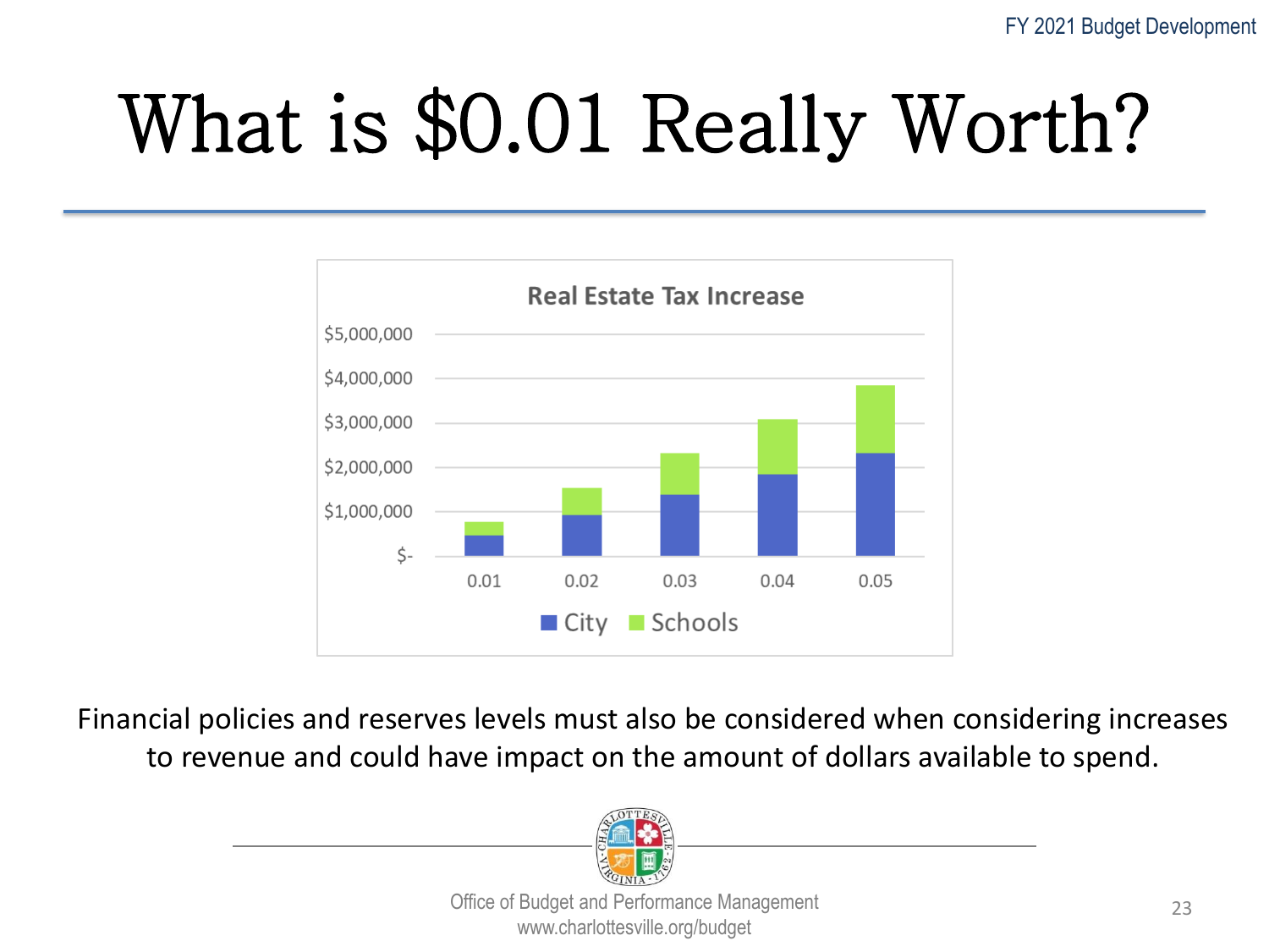# What is $0.01 Really Worth?

**Real Estate Tax Increase**

| | City | Schools |
|---|---|---|
| 0.01 | | |
| 0.02 | | |
| 0.03 | | |
| 0.04 | | |
| 0.05 | | |

Financial policies and reserves levels must also be considered when considering increases to revenue and could have impact on the amount of dollars available to spend.

Office of Budget and Performance Management
www.charlottesville.org/budget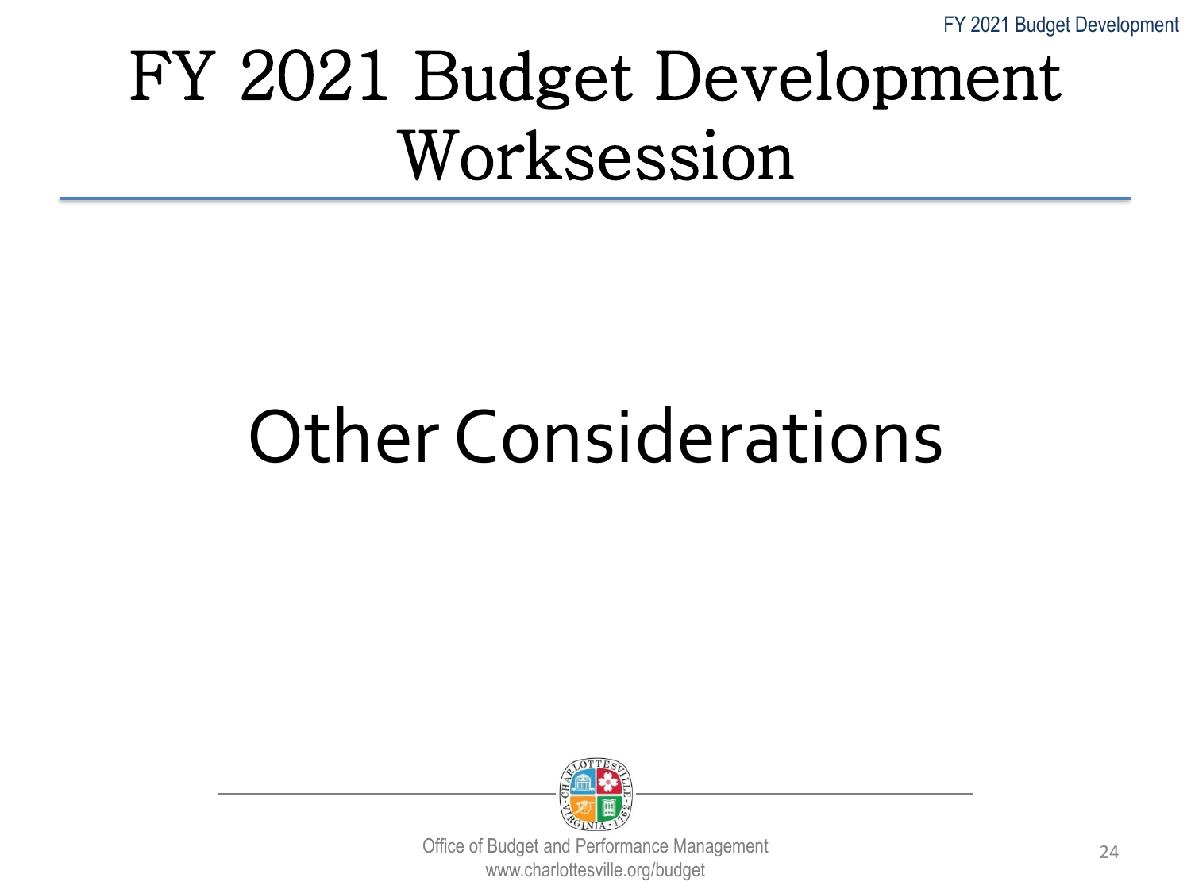# FY 2021 Budget Development Worksession

## Other Considerations

Office of Budget and Performance Management
www.charlottesville.org/budget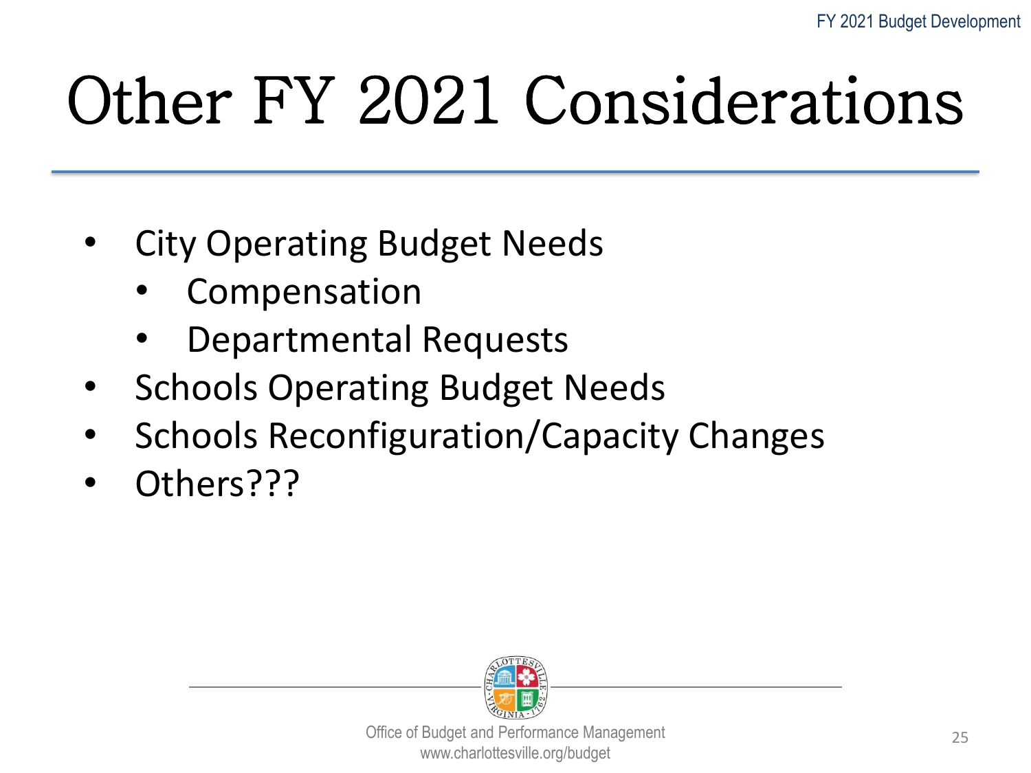# Other FY 2021 Considerations

- City Operating Budget Needs
  - Compensation
  - Departmental Requests
- Schools Operating Budget Needs
- Schools Reconfiguration/Capacity Changes
- Others???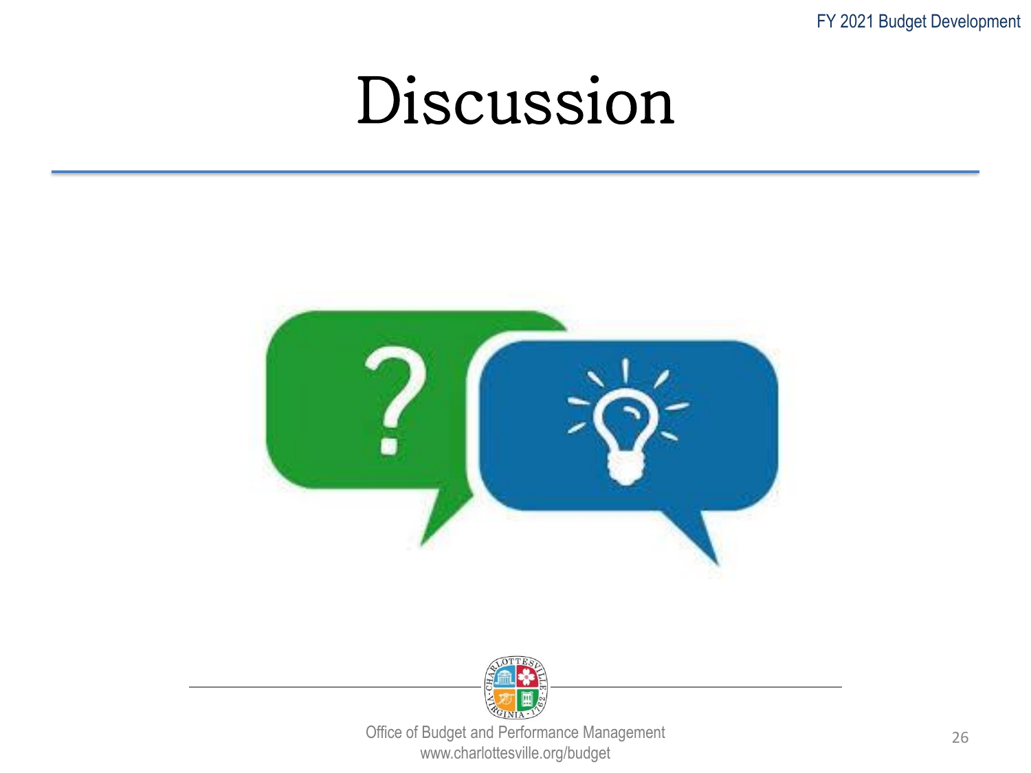# Discussion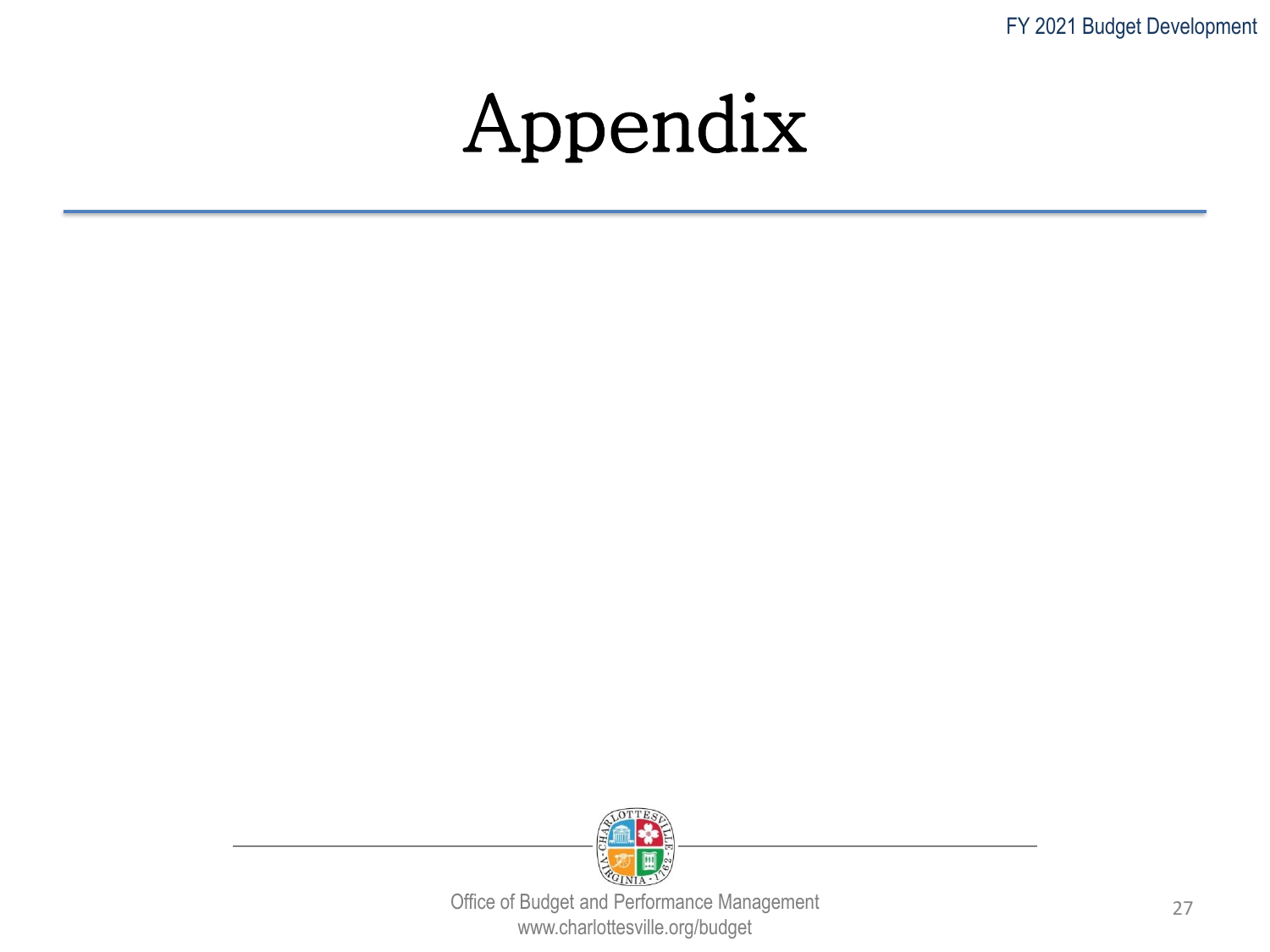# Appendix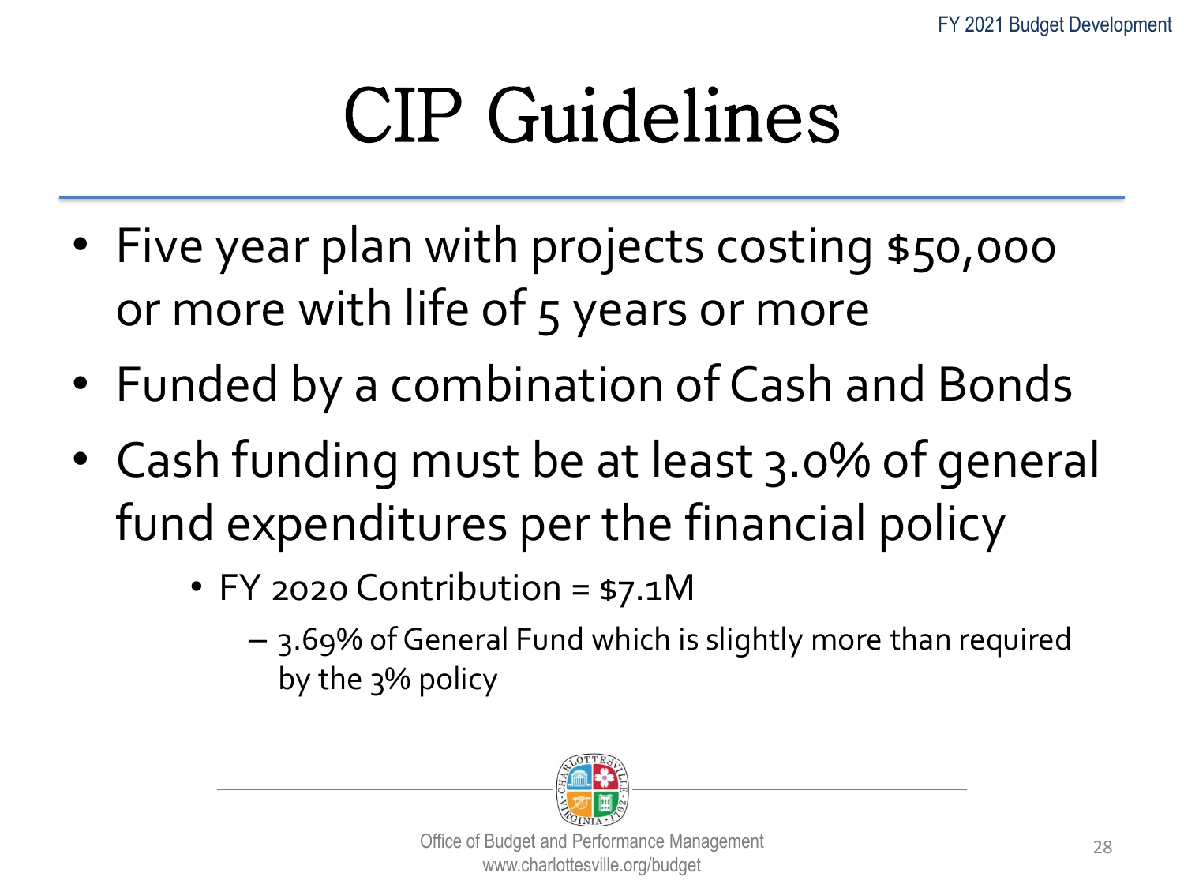# CIP Guidelines

- Five year plan with projects costing $50,000 or more with life of 5 years or more
- Funded by a combination of Cash and Bonds
- Cash funding must be at least 3.0% of general fund expenditures per the financial policy
  - FY 2020 Contribution = $7.1M
    - 3.69% of General Fund which is slightly more than required by the 3% policy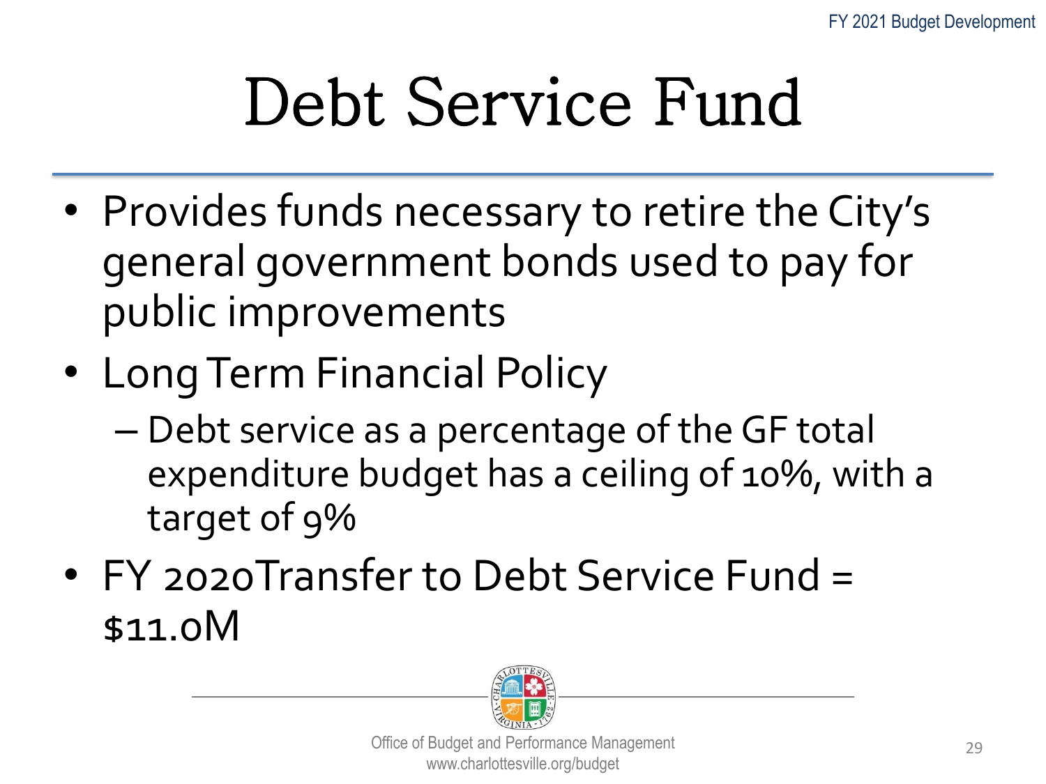# Debt Service Fund

- Provides funds necessary to retire the City's general government bonds used to pay for public improvements
- Long Term Financial Policy
  - Debt service as a percentage of the GF total expenditure budget has a ceiling of 10%, with a target of 9%
- FY 2020Transfer to Debt Service Fund = $11.0M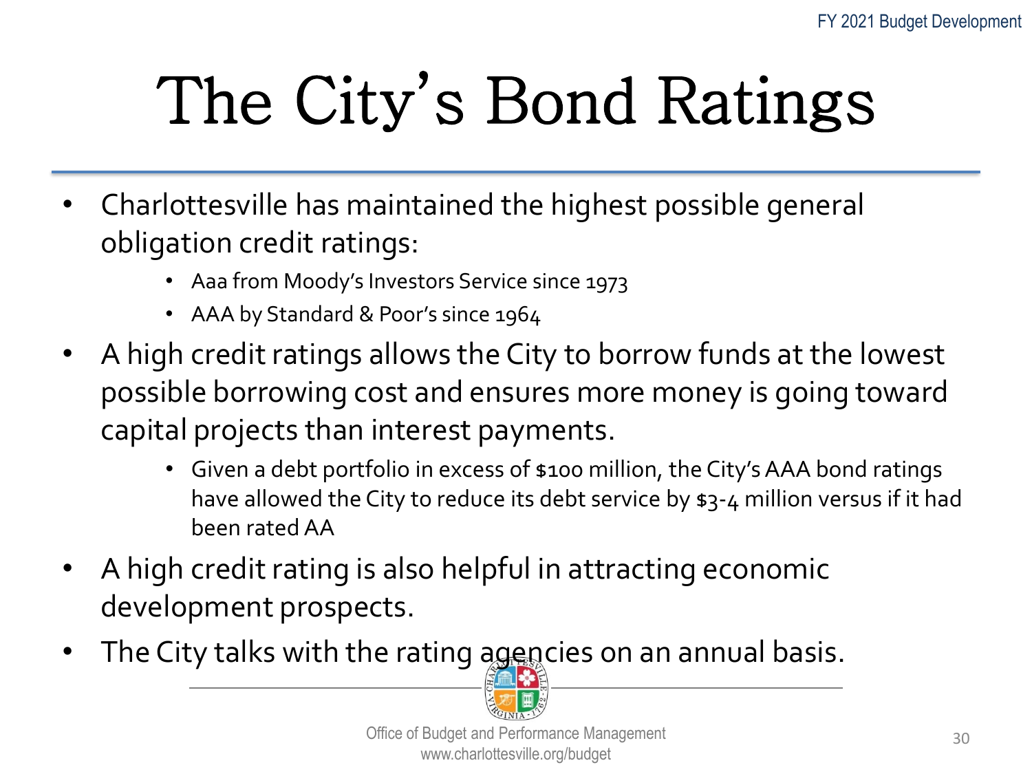# The City's Bond Ratings

- Charlottesville has maintained the highest possible general obligation credit ratings:
  - Aaa from Moody's Investors Service since 1973
  - AAA by Standard & Poor's since 1964
- A high credit ratings allows the City to borrow funds at the lowest possible borrowing cost and ensures more money is going toward capital projects than interest payments.
  - Given a debt portfolio in excess of $100 million, the City's AAA bond ratings have allowed the City to reduce its debt service by $3-4 million versus if it had been rated AA
- A high credit rating is also helpful in attracting economic development prospects.
- The City talks with the rating agencies on an annual basis.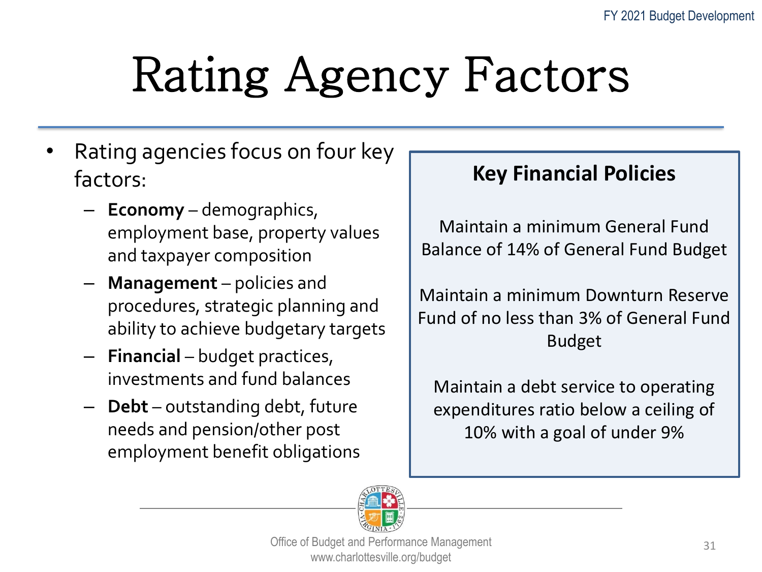# Rating Agency Factors

- Rating agencies focus on four key factors:
  - **Economy** – demographics, employment base, property values and taxpayer composition
  - **Management** – policies and procedures, strategic planning and ability to achieve budgetary targets
  - **Financial** – budget practices, investments and fund balances
  - **Debt** – outstanding debt, future needs and pension/other post employment benefit obligations

**Key Financial Policies**

Maintain a minimum General Fund Balance of 14% of General Fund Budget

Maintain a minimum Downturn Reserve Fund of no less than 3% of General Fund Budget

Maintain a debt service to operating expenditures ratio below a ceiling of 10% with a goal of under 9%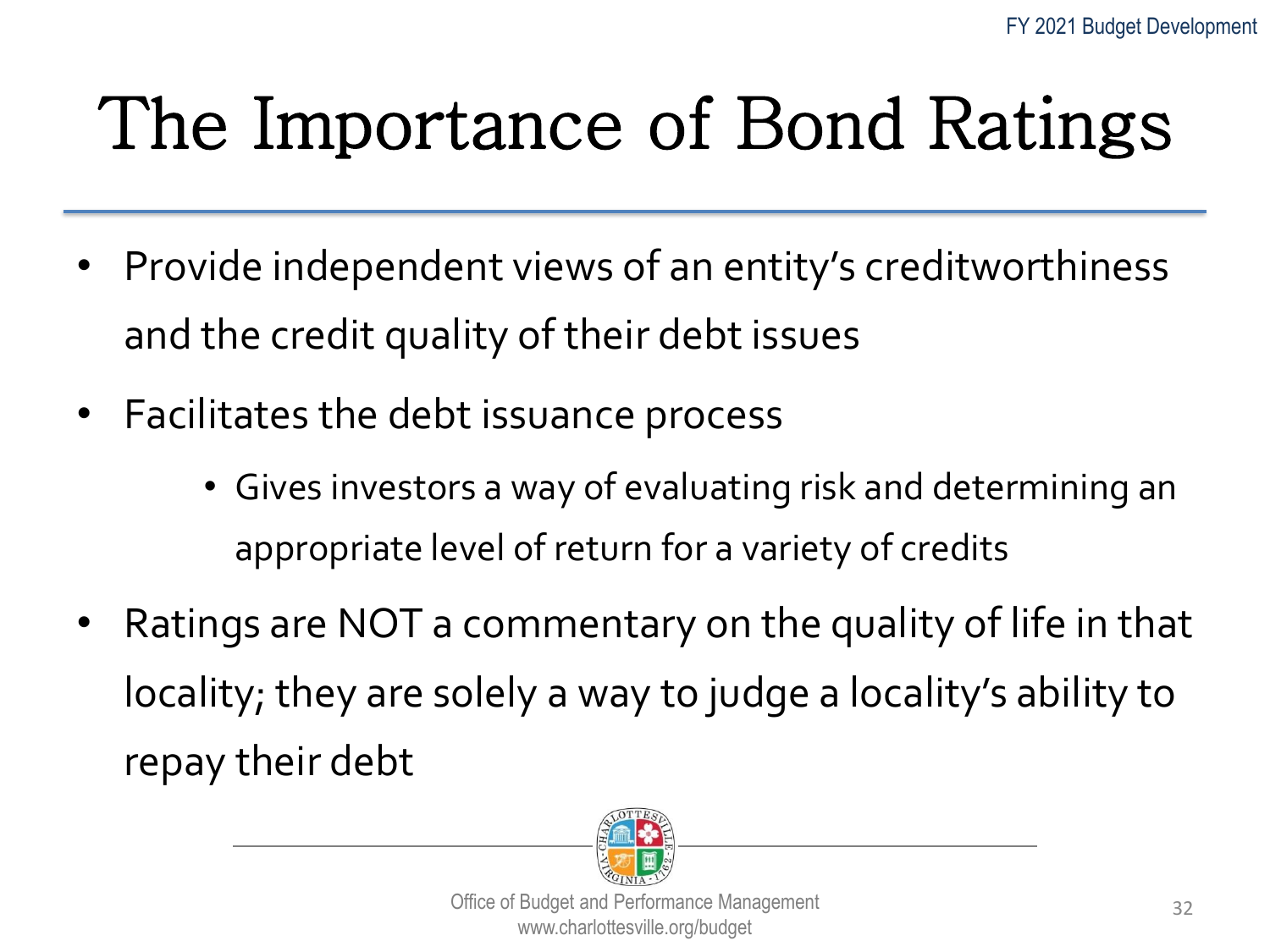# The Importance of Bond Ratings

- Provide independent views of an entity's creditworthiness and the credit quality of their debt issues
- Facilitates the debt issuance process
    - Gives investors a way of evaluating risk and determining an appropriate level of return for a variety of credits
- Ratings are NOT a commentary on the quality of life in that locality; they are solely a way to judge a locality's ability to repay their debt